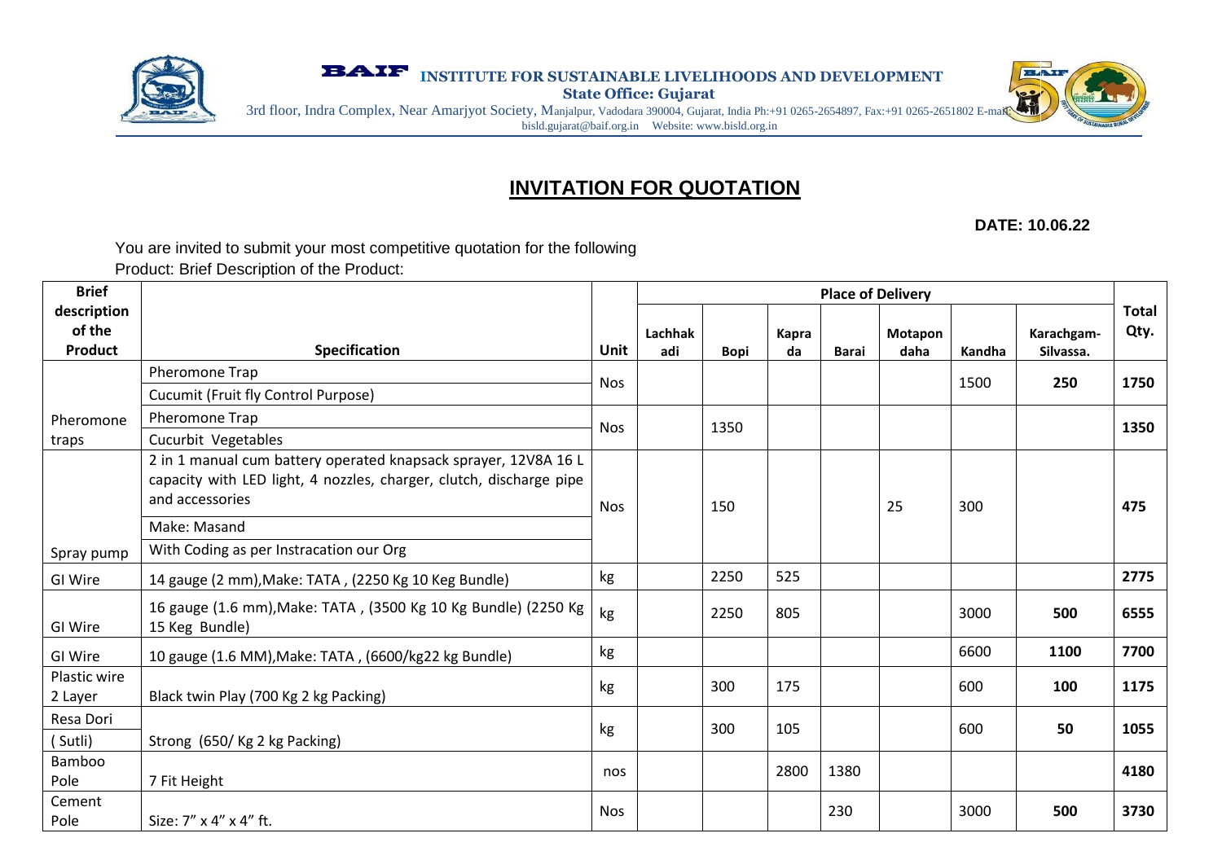**INSTITUTE FOR SUSTAINABLE LIVELIHOODS AND DEVELOPMENT**
**State Office: Gujarat**
3rd floor, Indra Complex, Near Amarjyot Society, Manjalpur, Vadodara 390004, Gujarat, India Ph:+91 0265-2654897, Fax:+91 0265-2651802 E-mail: bisld.gujarat@baif.org.in Website: www.bisld.org.in

# INVITATION FOR QUOTATION

**DATE: 10.06.22**

You are invited to submit your most competitive quotation for the following Product: Brief Description of the Product:

| Brief description of the Product | Specification | Unit | Place of Delivery | | | | | | | Total Qty. |
|---|---|---|---|---|---|---|---|---|---|---|
| | | | Lachhakadi | Bopi | Kaprada | Barai | Motapondaha | Kandha | Karachgam-Silvassa. | |
| Pheromone traps | Pheromone Trap<br>Cucumit (Fruit fly Control Purpose) | Nos | | | | | | 1500 | **250** | **1750** |
| | Pheromone Trap<br>Cucurbit Vegetables | Nos | | 1350 | | | | | | **1350** |
| Spray pump | 2 in 1 manual cum battery operated knapsack sprayer, 12V8A 16 L capacity with LED light, 4 nozzles, charger, clutch, discharge pipe and accessories<br>Make: Masand<br>With Coding as per Instracation our Org | Nos | | 150 | | | 25 | 300 | | **475** |
| GI Wire | 14 gauge (2 mm),Make: TATA , (2250 Kg 10 Keg Bundle) | kg | | 2250 | 525 | | | | | **2775** |
| GI Wire | 16 gauge (1.6 mm),Make: TATA , (3500 Kg 10 Kg Bundle) (2250 Kg 15 Keg Bundle) | kg | | 2250 | 805 | | | 3000 | **500** | **6555** |
| GI Wire | 10 gauge (1.6 MM),Make: TATA , (6600/kg22 kg Bundle) | kg | | | | | | 6600 | **1100** | **7700** |
| Plastic wire 2 Layer | Black twin Play (700 Kg 2 kg Packing) | kg | | 300 | 175 | | | 600 | **100** | **1175** |
| Resa Dori ( Sutli) | Strong (650/ Kg 2 kg Packing) | kg | | 300 | 105 | | | 600 | **50** | **1055** |
| Bamboo Pole | 7 Fit Height | nos | | | 2800 | 1380 | | | | **4180** |
| Cement Pole | Size: 7" x 4" x 4" ft. | Nos | | | | 230 | | 3000 | **500** | **3730** |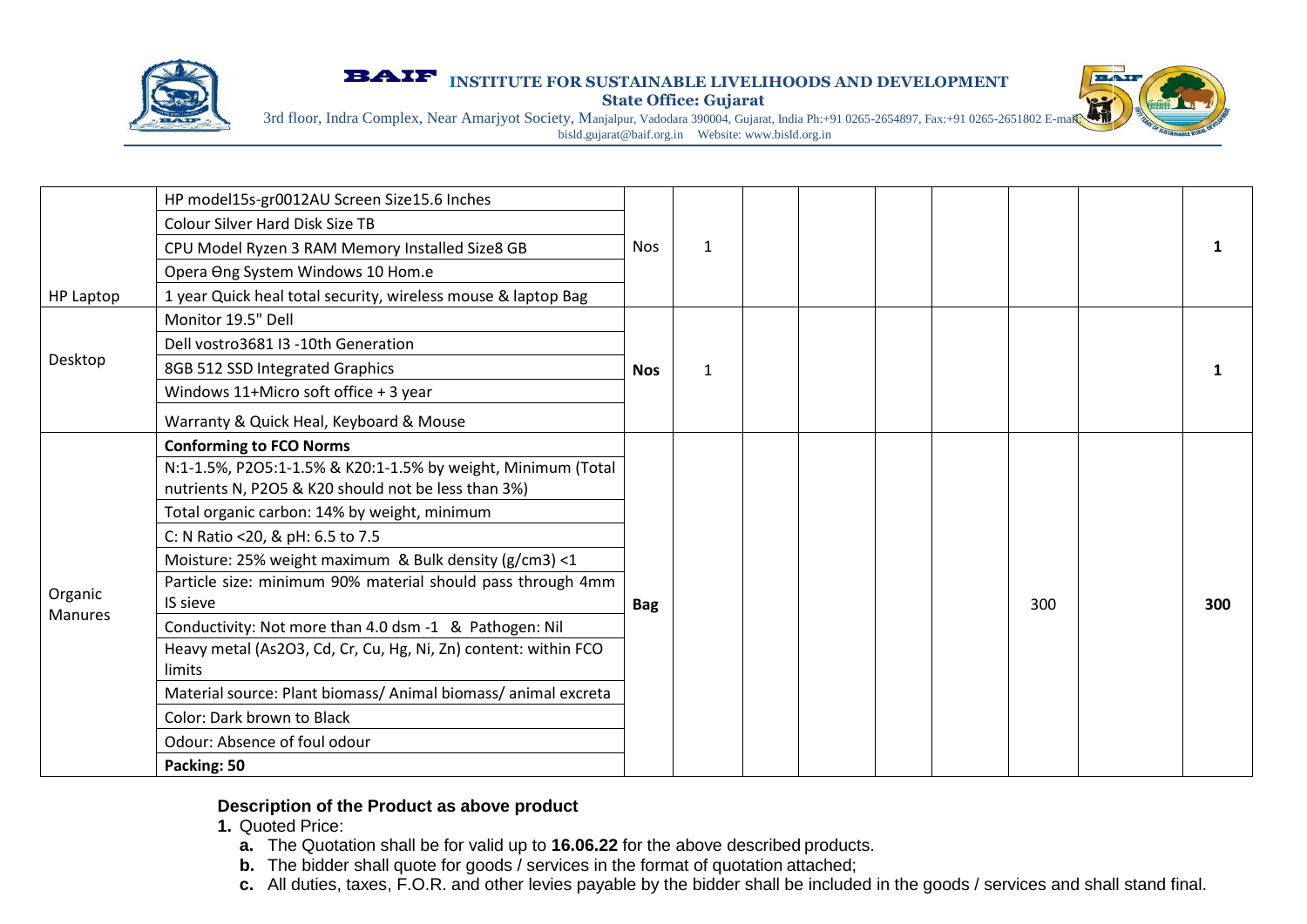| | | | | | | | | | | |
|---|---|---|---|---|---|---|---|---|---|---|
| HP Laptop | HP model15s-gr0012AU Screen Size15.6 Inches | Nos | 1 | | | | | | | **1** |
| | Colour Silver Hard Disk Size TB | | | | | | | | | |
| | CPU Model Ryzen 3 RAM Memory Installed Size8 GB | | | | | | | | | |
| | Opera Ɵng System Windows 10 Hom.e | | | | | | | | | |
| | 1 year Quick heal total security, wireless mouse & laptop Bag | | | | | | | | | |
| Desktop | Monitor 19.5" Dell | **Nos** | 1 | | | | | | | **1** |
| | Dell vostro3681 I3 -10th Generation | | | | | | | | | |
| | 8GB 512 SSD Integrated Graphics | | | | | | | | | |
| | Windows 11+Micro soft office + 3 year | | | | | | | | | |
| | Warranty & Quick Heal, Keyboard & Mouse | | | | | | | | | |
| Organic Manures | **Conforming to FCO Norms** | **Bag** | | | | | | 300 | | **300** |
| | N:1-1.5%, P2O5:1-1.5% & K20:1-1.5% by weight, Minimum (Total nutrients N, P2O5 & K20 should not be less than 3%) | | | | | | | | | |
| | Total organic carbon: 14% by weight, minimum | | | | | | | | | |
| | C: N Ratio <20, & pH: 6.5 to 7.5 | | | | | | | | | |
| | Moisture: 25% weight maximum & Bulk density (g/cm3) <1 | | | | | | | | | |
| | Particle size: minimum 90% material should pass through 4mm IS sieve | | | | | | | | | |
| | Conductivity: Not more than 4.0 dsm -1 & Pathogen: Nil | | | | | | | | | |
| | Heavy metal (As2O3, Cd, Cr, Cu, Hg, Ni, Zn) content: within FCO limits | | | | | | | | | |
| | Material source: Plant biomass/ Animal biomass/ animal excreta | | | | | | | | | |
| | Color: Dark brown to Black | | | | | | | | | |
| | Odour: Absence of foul odour | | | | | | | | | |
| | **Packing: 50** | | | | | | | | | |

**Description of the Product as above product**

1. Quoted Price:
   a. The Quotation shall be for valid up to **16.06.22** for the above described products.
   b. The bidder shall quote for goods / services in the format of quotation attached;
   c. All duties, taxes, F.O.R. and other levies payable by the bidder shall be included in the goods / services and shall stand final.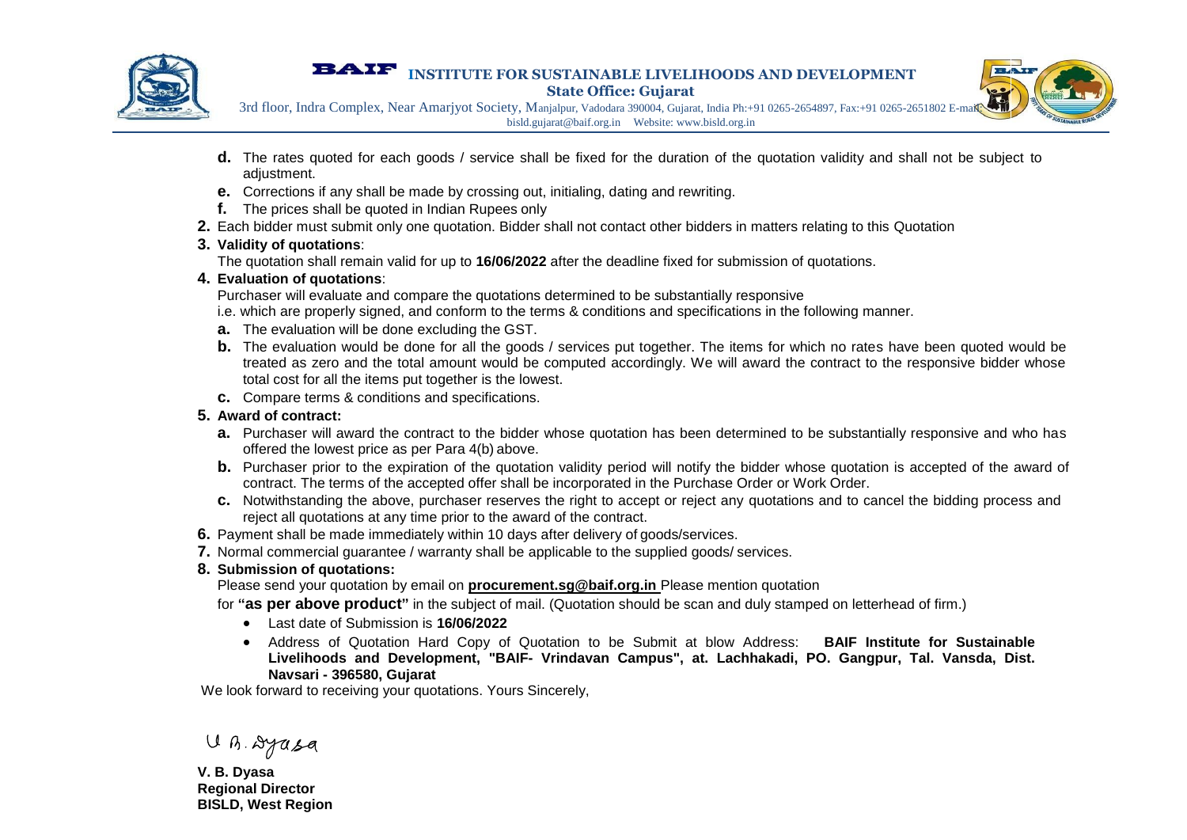d. The rates quoted for each goods / service shall be fixed for the duration of the quotation validity and shall not be subject to adjustment.

e. Corrections if any shall be made by crossing out, initialing, dating and rewriting.

f. The prices shall be quoted in Indian Rupees only

2. Each bidder must submit only one quotation. Bidder shall not contact other bidders in matters relating to this Quotation

3. **Validity of quotations**:

   The quotation shall remain valid for up to **16/06/2022** after the deadline fixed for submission of quotations.

4. **Evaluation of quotations**:

   Purchaser will evaluate and compare the quotations determined to be substantially responsive i.e. which are properly signed, and conform to the terms & conditions and specifications in the following manner.

   a. The evaluation will be done excluding the GST.

   b. The evaluation would be done for all the goods / services put together. The items for which no rates have been quoted would be treated as zero and the total amount would be computed accordingly. We will award the contract to the responsive bidder whose total cost for all the items put together is the lowest.

   c. Compare terms & conditions and specifications.

5. **Award of contract:**

   a. Purchaser will award the contract to the bidder whose quotation has been determined to be substantially responsive and who has offered the lowest price as per Para 4(b) above.

   b. Purchaser prior to the expiration of the quotation validity period will notify the bidder whose quotation is accepted of the award of contract. The terms of the accepted offer shall be incorporated in the Purchase Order or Work Order.

   c. Notwithstanding the above, purchaser reserves the right to accept or reject any quotations and to cancel the bidding process and reject all quotations at any time prior to the award of the contract.

6. Payment shall be made immediately within 10 days after delivery of goods/services.

7. Normal commercial guarantee / warranty shall be applicable to the supplied goods/ services.

8. **Submission of quotations:**

   Please send your quotation by email on **procurement.sg@baif.org.in** Please mention quotation for **"as per above product"** in the subject of mail. (Quotation should be scan and duly stamped on letterhead of firm.)

   - Last date of Submission is **16/06/2022**
   - Address of Quotation Hard Copy of Quotation to be Submit at blow Address: **BAIF Institute for Sustainable Livelihoods and Development, "BAIF- Vrindavan Campus", at. Lachhakadi, PO. Gangpur, Tal. Vansda, Dist. Navsari - 396580, Gujarat**

We look forward to receiving your quotations. Yours Sincerely,

V. B. Dyasa

**V. B. Dyasa**
**Regional Director**
**BISLD, West Region**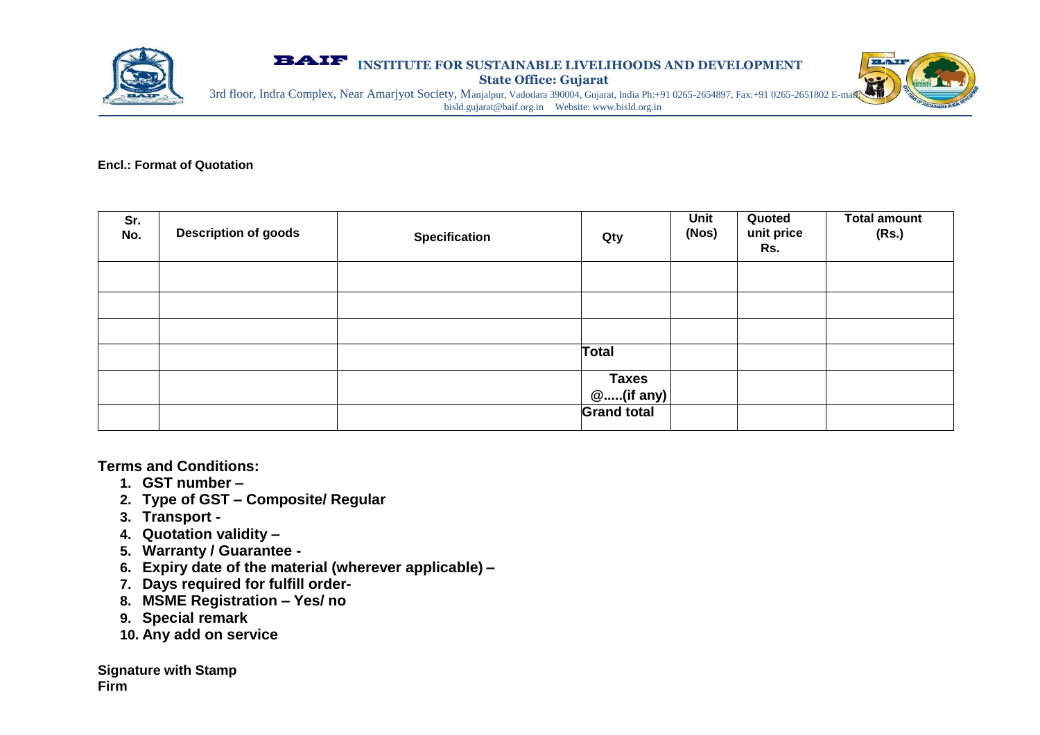**BAIF INSTITUTE FOR SUSTAINABLE LIVELIHOODS AND DEVELOPMENT**

**State Office: Gujarat**

3rd floor, Indra Complex, Near Amarjyot Society, Manjalpur, Vadodara 390004, Gujarat, India Ph:+91 0265-2654897, Fax:+91 0265-2651802 E-mail: bisld.gujarat@baif.org.in Website: www.bisld.org.in

**Encl.: Format of Quotation**

| Sr. No. | Description of goods | Specification | Qty | Unit (Nos) | Quoted unit price Rs. | Total amount (Rs.) |
|---|---|---|---|---|---|---|
| | | | | | | |
| | | | | | | |
| | | | | | | |
| | | | **Total** | | | |
| | | | **Taxes @.....(if any)** | | | |
| | | | **Grand total** | | | |

**Terms and Conditions:**

1. **GST number –**
2. **Type of GST – Composite/ Regular**
3. **Transport -**
4. **Quotation validity –**
5. **Warranty / Guarantee -**
6. **Expiry date of the material (wherever applicable) –**
7. **Days required for fulfill order-**
8. **MSME Registration – Yes/ no**
9. **Special remark**
10. **Any add on service**

**Signature with Stamp**
**Firm**